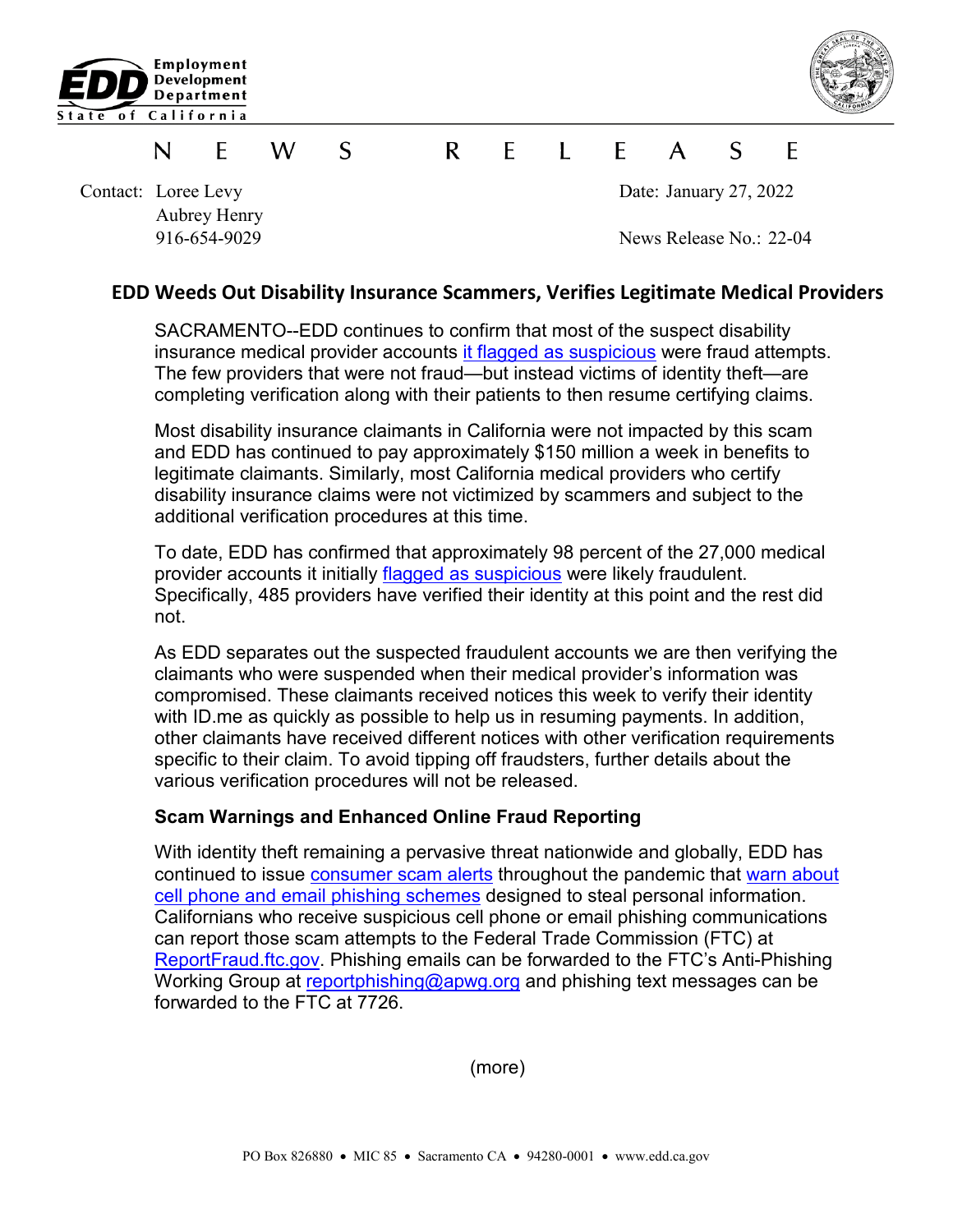Employment Development Department
State of California

NEWS RELEASE

Contact: Loree Levy
Aubrey Henry
916-654-9029

Date: January 27, 2022

News Release No.: 22-04

## EDD Weeds Out Disability Insurance Scammers, Verifies Legitimate Medical Providers

SACRAMENTO--EDD continues to confirm that most of the suspect disability insurance medical provider accounts it flagged as suspicious were fraud attempts. The few providers that were not fraud—but instead victims of identity theft—are completing verification along with their patients to then resume certifying claims.

Most disability insurance claimants in California were not impacted by this scam and EDD has continued to pay approximately $150 million a week in benefits to legitimate claimants. Similarly, most California medical providers who certify disability insurance claims were not victimized by scammers and subject to the additional verification procedures at this time.

To date, EDD has confirmed that approximately 98 percent of the 27,000 medical provider accounts it initially flagged as suspicious were likely fraudulent. Specifically, 485 providers have verified their identity at this point and the rest did not.

As EDD separates out the suspected fraudulent accounts we are then verifying the claimants who were suspended when their medical provider's information was compromised. These claimants received notices this week to verify their identity with ID.me as quickly as possible to help us in resuming payments. In addition, other claimants have received different notices with other verification requirements specific to their claim. To avoid tipping off fraudsters, further details about the various verification procedures will not be released.

### Scam Warnings and Enhanced Online Fraud Reporting

With identity theft remaining a pervasive threat nationwide and globally, EDD has continued to issue consumer scam alerts throughout the pandemic that warn about cell phone and email phishing schemes designed to steal personal information. Californians who receive suspicious cell phone or email phishing communications can report those scam attempts to the Federal Trade Commission (FTC) at ReportFraud.ftc.gov. Phishing emails can be forwarded to the FTC's Anti-Phishing Working Group at reportphishing@apwg.org and phishing text messages can be forwarded to the FTC at 7726.

(more)

PO Box 826880 • MIC 85 • Sacramento CA • 94280-0001 • www.edd.ca.gov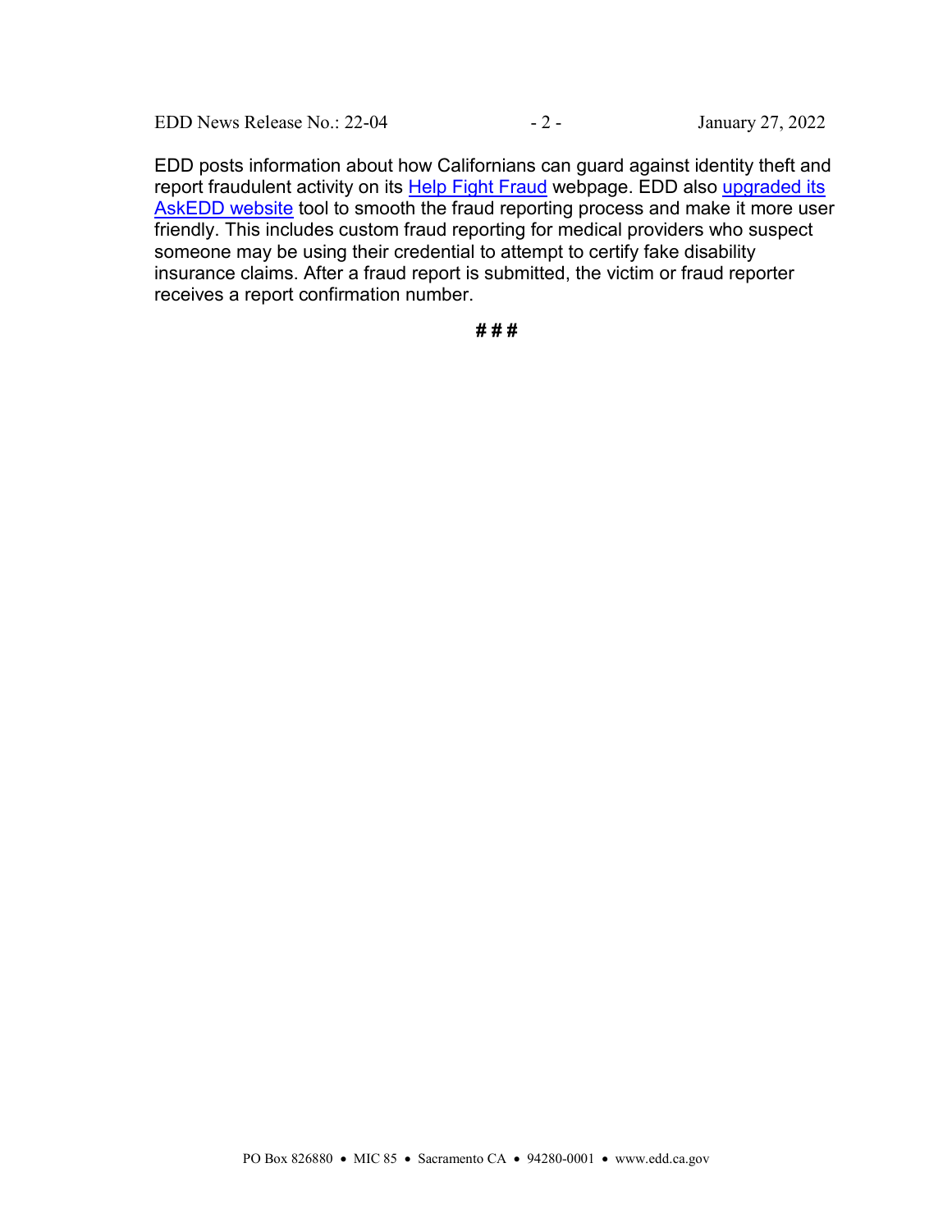EDD posts information about how Californians can guard against identity theft and report fraudulent activity on its Help Fight Fraud webpage. EDD also upgraded its AskEDD website tool to smooth the fraud reporting process and make it more user friendly. This includes custom fraud reporting for medical providers who suspect someone may be using their credential to attempt to certify fake disability insurance claims. After a fraud report is submitted, the victim or fraud reporter receives a report confirmation number.

# # #